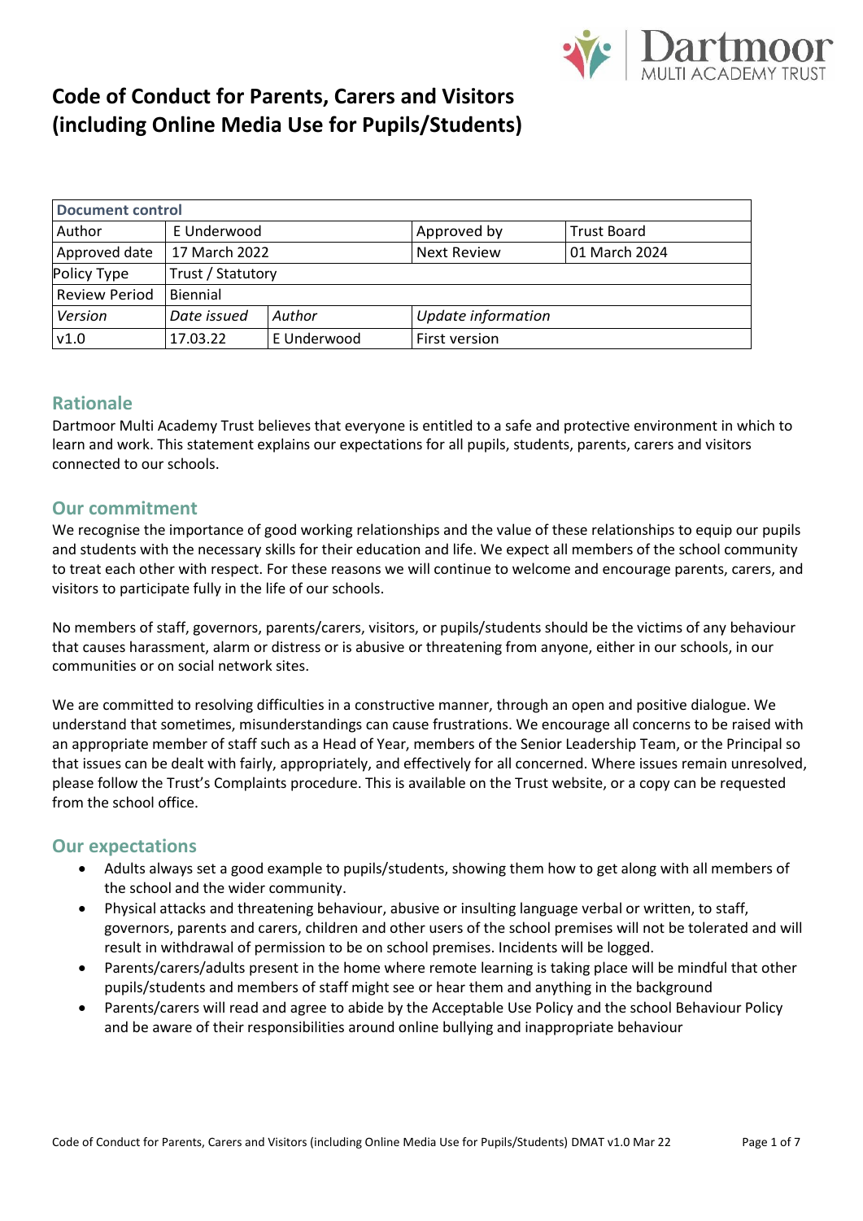# Code of Conduct for Parents, Carers and Visitors (including Online Media Use for Pupils/Students)

| Document control | | | | |
|---|---|---|---|---|
| Author | E Underwood | | Approved by | Trust Board |
| Approved date | 17 March 2022 | | Next Review | 01 March 2024 |
| Policy Type | Trust / Statutory | | | |
| Review Period | Biennial | | | |
| *Version* | *Date issued* | *Author* | *Update information* | |
| v1.0 | 17.03.22 | E Underwood | First version | |

## Rationale

Dartmoor Multi Academy Trust believes that everyone is entitled to a safe and protective environment in which to learn and work. This statement explains our expectations for all pupils, students, parents, carers and visitors connected to our schools.

## Our commitment

We recognise the importance of good working relationships and the value of these relationships to equip our pupils and students with the necessary skills for their education and life. We expect all members of the school community to treat each other with respect. For these reasons we will continue to welcome and encourage parents, carers, and visitors to participate fully in the life of our schools.

No members of staff, governors, parents/carers, visitors, or pupils/students should be the victims of any behaviour that causes harassment, alarm or distress or is abusive or threatening from anyone, either in our schools, in our communities or on social network sites.

We are committed to resolving difficulties in a constructive manner, through an open and positive dialogue. We understand that sometimes, misunderstandings can cause frustrations. We encourage all concerns to be raised with an appropriate member of staff such as a Head of Year, members of the Senior Leadership Team, or the Principal so that issues can be dealt with fairly, appropriately, and effectively for all concerned. Where issues remain unresolved, please follow the Trust's Complaints procedure. This is available on the Trust website, or a copy can be requested from the school office.

## Our expectations

- Adults always set a good example to pupils/students, showing them how to get along with all members of the school and the wider community.
- Physical attacks and threatening behaviour, abusive or insulting language verbal or written, to staff, governors, parents and carers, children and other users of the school premises will not be tolerated and will result in withdrawal of permission to be on school premises. Incidents will be logged.
- Parents/carers/adults present in the home where remote learning is taking place will be mindful that other pupils/students and members of staff might see or hear them and anything in the background
- Parents/carers will read and agree to abide by the Acceptable Use Policy and the school Behaviour Policy and be aware of their responsibilities around online bullying and inappropriate behaviour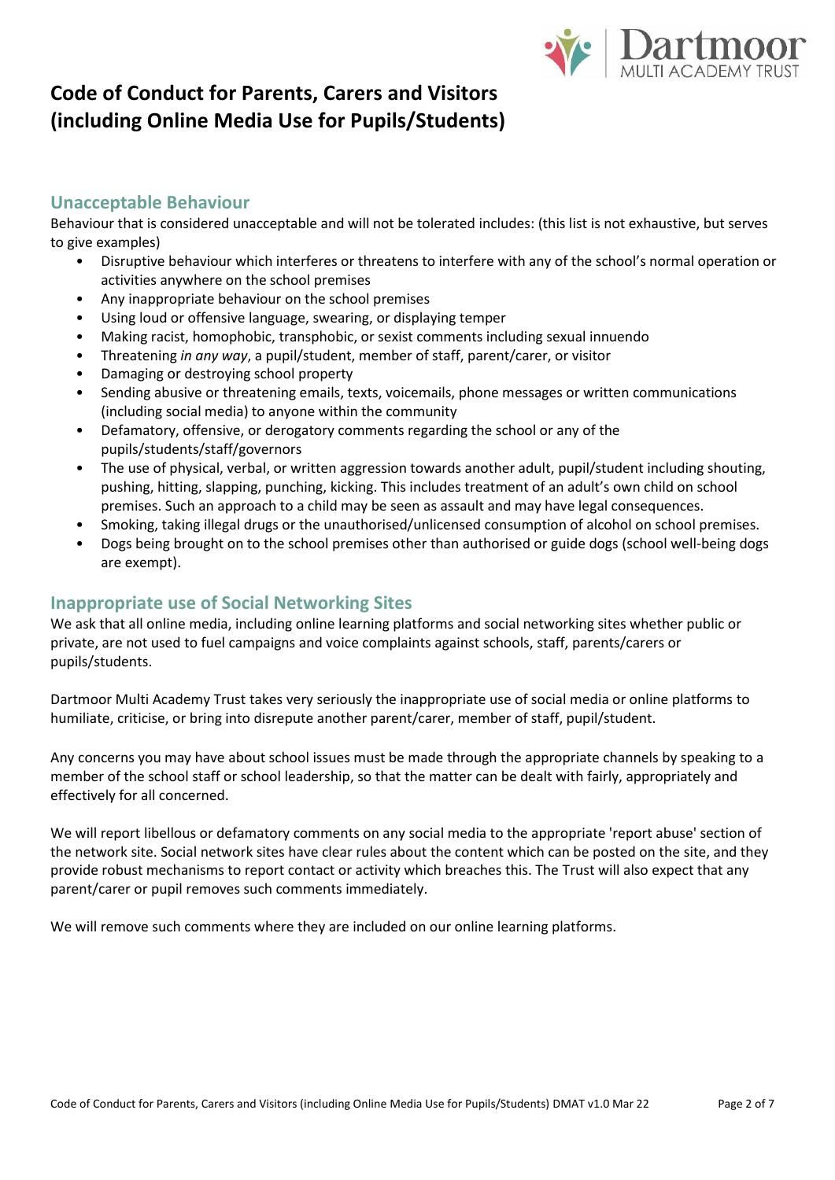# Code of Conduct for Parents, Carers and Visitors (including Online Media Use for Pupils/Students)

## Unacceptable Behaviour

Behaviour that is considered unacceptable and will not be tolerated includes: (this list is not exhaustive, but serves to give examples)

- Disruptive behaviour which interferes or threatens to interfere with any of the school's normal operation or activities anywhere on the school premises
- Any inappropriate behaviour on the school premises
- Using loud or offensive language, swearing, or displaying temper
- Making racist, homophobic, transphobic, or sexist comments including sexual innuendo
- Threatening *in any way*, a pupil/student, member of staff, parent/carer, or visitor
- Damaging or destroying school property
- Sending abusive or threatening emails, texts, voicemails, phone messages or written communications (including social media) to anyone within the community
- Defamatory, offensive, or derogatory comments regarding the school or any of the pupils/students/staff/governors
- The use of physical, verbal, or written aggression towards another adult, pupil/student including shouting, pushing, hitting, slapping, punching, kicking. This includes treatment of an adult's own child on school premises. Such an approach to a child may be seen as assault and may have legal consequences.
- Smoking, taking illegal drugs or the unauthorised/unlicensed consumption of alcohol on school premises.
- Dogs being brought on to the school premises other than authorised or guide dogs (school well-being dogs are exempt).

## Inappropriate use of Social Networking Sites

We ask that all online media, including online learning platforms and social networking sites whether public or private, are not used to fuel campaigns and voice complaints against schools, staff, parents/carers or pupils/students.

Dartmoor Multi Academy Trust takes very seriously the inappropriate use of social media or online platforms to humiliate, criticise, or bring into disrepute another parent/carer, member of staff, pupil/student.

Any concerns you may have about school issues must be made through the appropriate channels by speaking to a member of the school staff or school leadership, so that the matter can be dealt with fairly, appropriately and effectively for all concerned.

We will report libellous or defamatory comments on any social media to the appropriate 'report abuse' section of the network site. Social network sites have clear rules about the content which can be posted on the site, and they provide robust mechanisms to report contact or activity which breaches this. The Trust will also expect that any parent/carer or pupil removes such comments immediately.

We will remove such comments where they are included on our online learning platforms.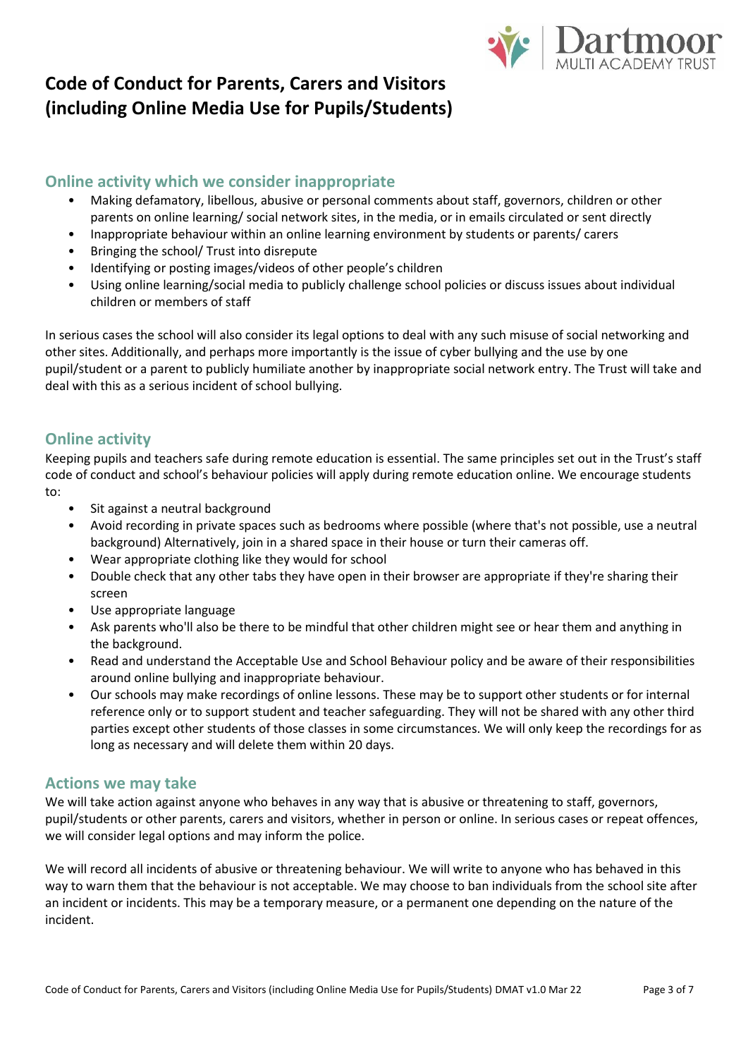# Code of Conduct for Parents, Carers and Visitors (including Online Media Use for Pupils/Students)

## Online activity which we consider inappropriate

- Making defamatory, libellous, abusive or personal comments about staff, governors, children or other parents on online learning/ social network sites, in the media, or in emails circulated or sent directly
- Inappropriate behaviour within an online learning environment by students or parents/ carers
- Bringing the school/ Trust into disrepute
- Identifying or posting images/videos of other people's children
- Using online learning/social media to publicly challenge school policies or discuss issues about individual children or members of staff

In serious cases the school will also consider its legal options to deal with any such misuse of social networking and other sites. Additionally, and perhaps more importantly is the issue of cyber bullying and the use by one pupil/student or a parent to publicly humiliate another by inappropriate social network entry. The Trust will take and deal with this as a serious incident of school bullying.

## Online activity

Keeping pupils and teachers safe during remote education is essential. The same principles set out in the Trust's staff code of conduct and school's behaviour policies will apply during remote education online. We encourage students to:

- Sit against a neutral background
- Avoid recording in private spaces such as bedrooms where possible (where that's not possible, use a neutral background) Alternatively, join in a shared space in their house or turn their cameras off.
- Wear appropriate clothing like they would for school
- Double check that any other tabs they have open in their browser are appropriate if they're sharing their screen
- Use appropriate language
- Ask parents who'll also be there to be mindful that other children might see or hear them and anything in the background.
- Read and understand the Acceptable Use and School Behaviour policy and be aware of their responsibilities around online bullying and inappropriate behaviour.
- Our schools may make recordings of online lessons. These may be to support other students or for internal reference only or to support student and teacher safeguarding. They will not be shared with any other third parties except other students of those classes in some circumstances. We will only keep the recordings for as long as necessary and will delete them within 20 days.

## Actions we may take

We will take action against anyone who behaves in any way that is abusive or threatening to staff, governors, pupil/students or other parents, carers and visitors, whether in person or online. In serious cases or repeat offences, we will consider legal options and may inform the police.

We will record all incidents of abusive or threatening behaviour. We will write to anyone who has behaved in this way to warn them that the behaviour is not acceptable. We may choose to ban individuals from the school site after an incident or incidents. This may be a temporary measure, or a permanent one depending on the nature of the incident.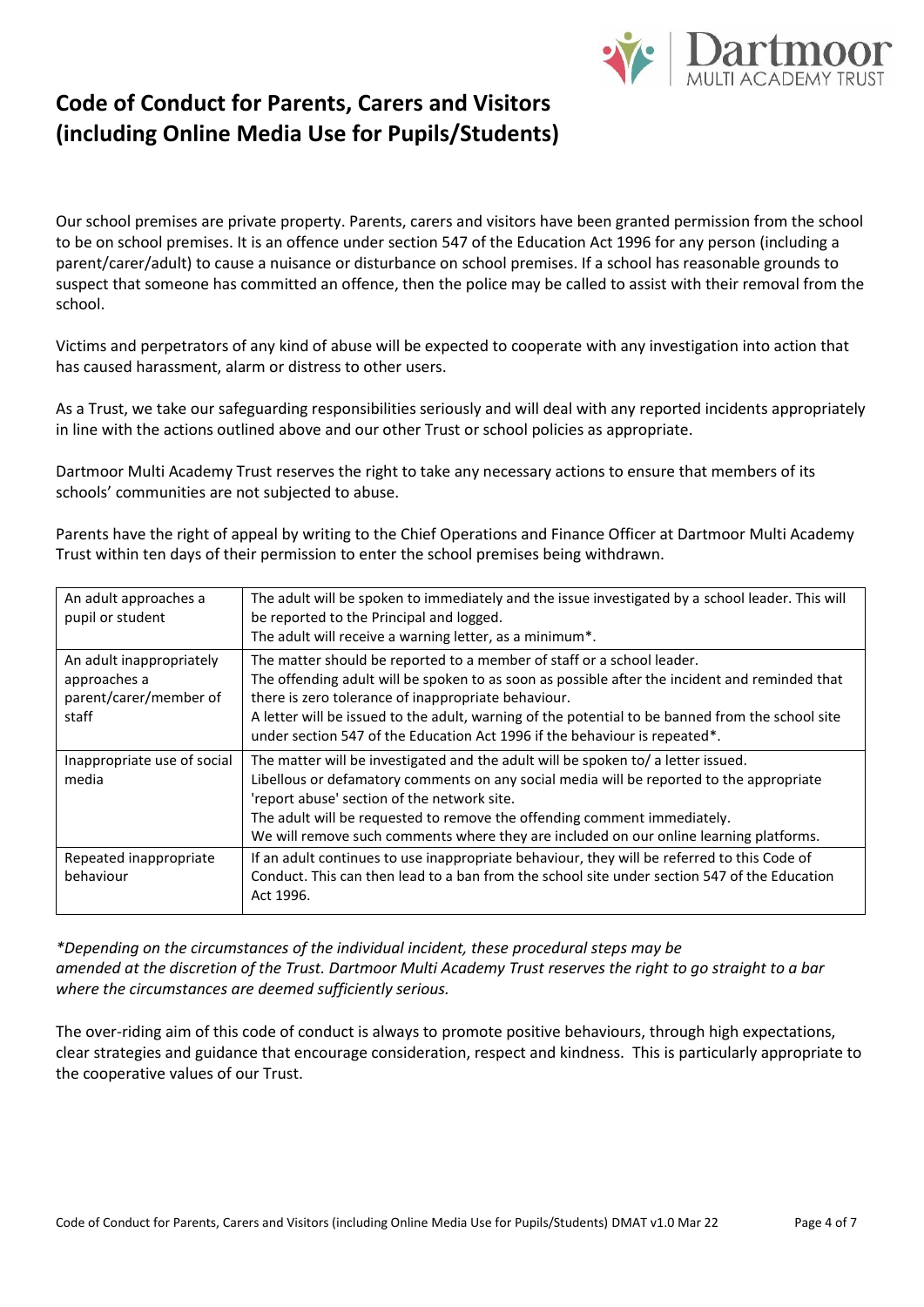# Code of Conduct for Parents, Carers and Visitors (including Online Media Use for Pupils/Students)

Our school premises are private property. Parents, carers and visitors have been granted permission from the school to be on school premises. It is an offence under section 547 of the Education Act 1996 for any person (including a parent/carer/adult) to cause a nuisance or disturbance on school premises. If a school has reasonable grounds to suspect that someone has committed an offence, then the police may be called to assist with their removal from the school.

Victims and perpetrators of any kind of abuse will be expected to cooperate with any investigation into action that has caused harassment, alarm or distress to other users.

As a Trust, we take our safeguarding responsibilities seriously and will deal with any reported incidents appropriately in line with the actions outlined above and our other Trust or school policies as appropriate.

Dartmoor Multi Academy Trust reserves the right to take any necessary actions to ensure that members of its schools' communities are not subjected to abuse.

Parents have the right of appeal by writing to the Chief Operations and Finance Officer at Dartmoor Multi Academy Trust within ten days of their permission to enter the school premises being withdrawn.

| | |
|---|---|
| An adult approaches a pupil or student | The adult will be spoken to immediately and the issue investigated by a school leader. This will be reported to the Principal and logged.<br>The adult will receive a warning letter, as a minimum*. |
| An adult inappropriately approaches a parent/carer/member of staff | The matter should be reported to a member of staff or a school leader.<br>The offending adult will be spoken to as soon as possible after the incident and reminded that there is zero tolerance of inappropriate behaviour.<br>A letter will be issued to the adult, warning of the potential to be banned from the school site under section 547 of the Education Act 1996 if the behaviour is repeated*. |
| Inappropriate use of social media | The matter will be investigated and the adult will be spoken to/ a letter issued.<br>Libellous or defamatory comments on any social media will be reported to the appropriate 'report abuse' section of the network site.<br>The adult will be requested to remove the offending comment immediately.<br>We will remove such comments where they are included on our online learning platforms. |
| Repeated inappropriate behaviour | If an adult continues to use inappropriate behaviour, they will be referred to this Code of Conduct. This can then lead to a ban from the school site under section 547 of the Education Act 1996. |

*\*Depending on the circumstances of the individual incident, these procedural steps may be amended at the discretion of the Trust. Dartmoor Multi Academy Trust reserves the right to go straight to a bar where the circumstances are deemed sufficiently serious.*

The over-riding aim of this code of conduct is always to promote positive behaviours, through high expectations, clear strategies and guidance that encourage consideration, respect and kindness. This is particularly appropriate to the cooperative values of our Trust.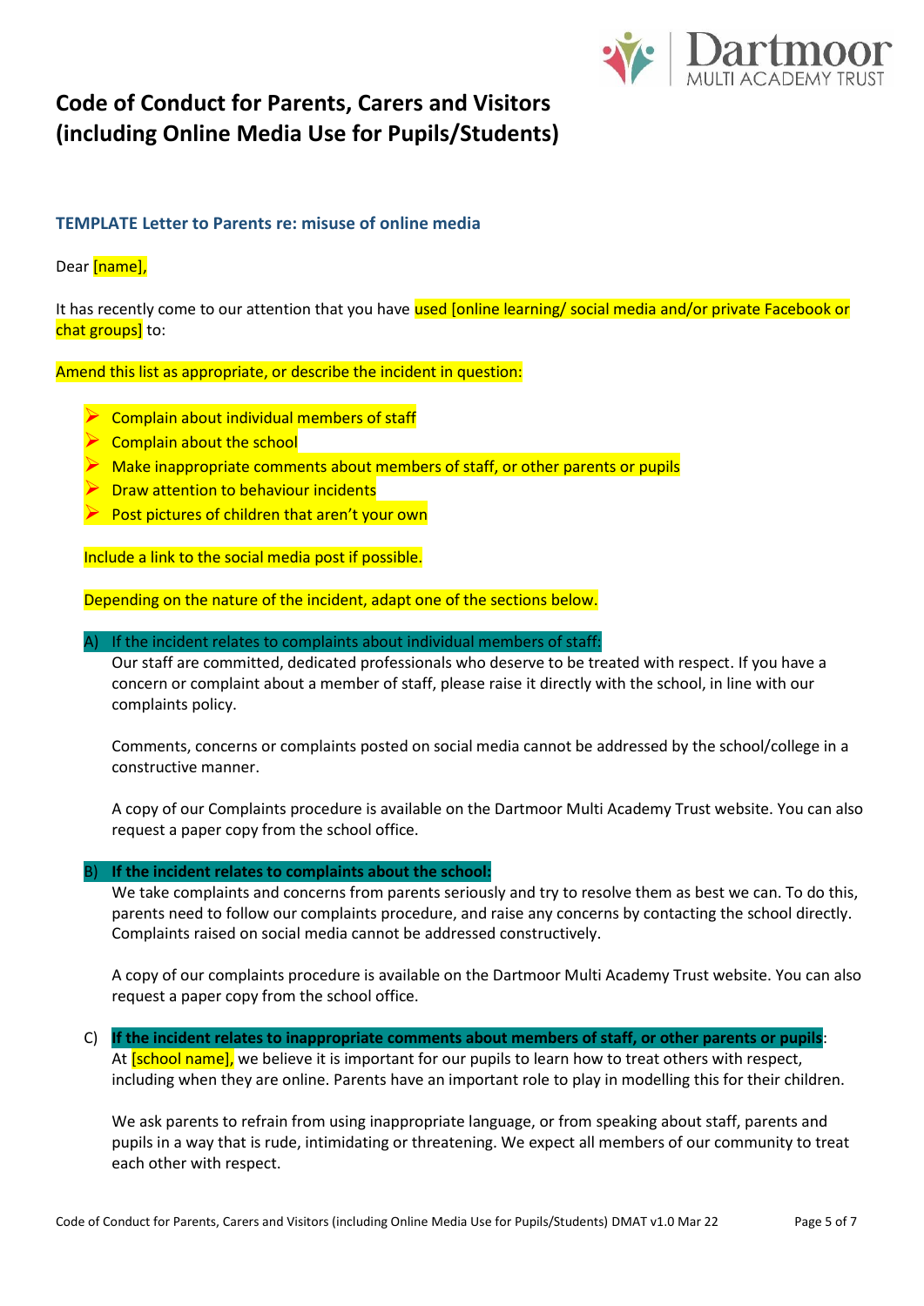# Code of Conduct for Parents, Carers and Visitors (including Online Media Use for Pupils/Students)

### TEMPLATE Letter to Parents re: misuse of online media

Dear [name],

It has recently come to our attention that you have used [online learning/ social media and/or private Facebook or chat groups] to:

Amend this list as appropriate, or describe the incident in question:

- Complain about individual members of staff
- Complain about the school
- Make inappropriate comments about members of staff, or other parents or pupils
- Draw attention to behaviour incidents
- Post pictures of children that aren't your own

Include a link to the social media post if possible.

Depending on the nature of the incident, adapt one of the sections below.

A) If the incident relates to complaints about individual members of staff:
Our staff are committed, dedicated professionals who deserve to be treated with respect. If you have a concern or complaint about a member of staff, please raise it directly with the school, in line with our complaints policy.

Comments, concerns or complaints posted on social media cannot be addressed by the school/college in a constructive manner.

A copy of our Complaints procedure is available on the Dartmoor Multi Academy Trust website. You can also request a paper copy from the school office.

B) **If the incident relates to complaints about the school:**
We take complaints and concerns from parents seriously and try to resolve them as best we can. To do this, parents need to follow our complaints procedure, and raise any concerns by contacting the school directly. Complaints raised on social media cannot be addressed constructively.

A copy of our complaints procedure is available on the Dartmoor Multi Academy Trust website. You can also request a paper copy from the school office.

C) **If the incident relates to inappropriate comments about members of staff, or other parents or pupils**:
At [school name], we believe it is important for our pupils to learn how to treat others with respect, including when they are online. Parents have an important role to play in modelling this for their children.

We ask parents to refrain from using inappropriate language, or from speaking about staff, parents and pupils in a way that is rude, intimidating or threatening. We expect all members of our community to treat each other with respect.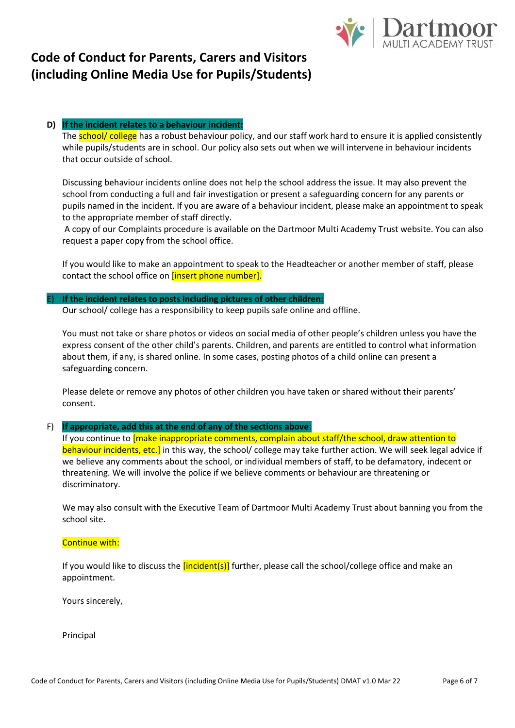# Code of Conduct for Parents, Carers and Visitors (including Online Media Use for Pupils/Students)

**D) If the incident relates to a behaviour incident:**

The school/ college has a robust behaviour policy, and our staff work hard to ensure it is applied consistently while pupils/students are in school. Our policy also sets out when we will intervene in behaviour incidents that occur outside of school.

Discussing behaviour incidents online does not help the school address the issue. It may also prevent the school from conducting a full and fair investigation or present a safeguarding concern for any parents or pupils named in the incident. If you are aware of a behaviour incident, please make an appointment to speak to the appropriate member of staff directly.

A copy of our Complaints procedure is available on the Dartmoor Multi Academy Trust website. You can also request a paper copy from the school office.

If you would like to make an appointment to speak to the Headteacher or another member of staff, please contact the school office on [insert phone number].

**E) If the incident relates to posts including pictures of other children:**

Our school/ college has a responsibility to keep pupils safe online and offline.

You must not take or share photos or videos on social media of other people's children unless you have the express consent of the other child's parents. Children, and parents are entitled to control what information about them, if any, is shared online. In some cases, posting photos of a child online can present a safeguarding concern.

Please delete or remove any photos of other children you have taken or shared without their parents' consent.

**F) If appropriate, add this at the end of any of the sections above:**

If you continue to [make inappropriate comments, complain about staff/the school, draw attention to behaviour incidents, etc.] in this way, the school/ college may take further action. We will seek legal advice if we believe any comments about the school, or individual members of staff, to be defamatory, indecent or threatening. We will involve the police if we believe comments or behaviour are threatening or discriminatory.

We may also consult with the Executive Team of Dartmoor Multi Academy Trust about banning you from the school site.

Continue with:

If you would like to discuss the [incident(s)] further, please call the school/college office and make an appointment.

Yours sincerely,

Principal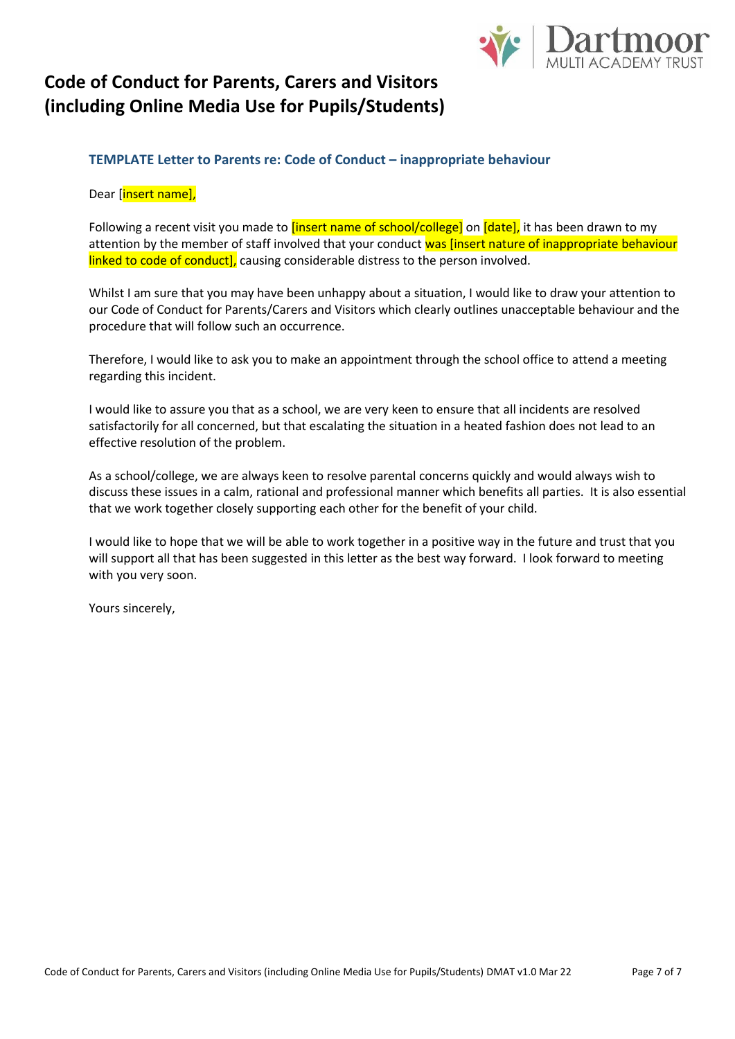# Code of Conduct for Parents, Carers and Visitors (including Online Media Use for Pupils/Students)

### TEMPLATE Letter to Parents re: Code of Conduct – inappropriate behaviour

Dear [insert name],

Following a recent visit you made to [insert name of school/college] on [date], it has been drawn to my attention by the member of staff involved that your conduct was [insert nature of inappropriate behaviour linked to code of conduct], causing considerable distress to the person involved.

Whilst I am sure that you may have been unhappy about a situation, I would like to draw your attention to our Code of Conduct for Parents/Carers and Visitors which clearly outlines unacceptable behaviour and the procedure that will follow such an occurrence.

Therefore, I would like to ask you to make an appointment through the school office to attend a meeting regarding this incident.

I would like to assure you that as a school, we are very keen to ensure that all incidents are resolved satisfactorily for all concerned, but that escalating the situation in a heated fashion does not lead to an effective resolution of the problem.

As a school/college, we are always keen to resolve parental concerns quickly and would always wish to discuss these issues in a calm, rational and professional manner which benefits all parties. It is also essential that we work together closely supporting each other for the benefit of your child.

I would like to hope that we will be able to work together in a positive way in the future and trust that you will support all that has been suggested in this letter as the best way forward. I look forward to meeting with you very soon.

Yours sincerely,